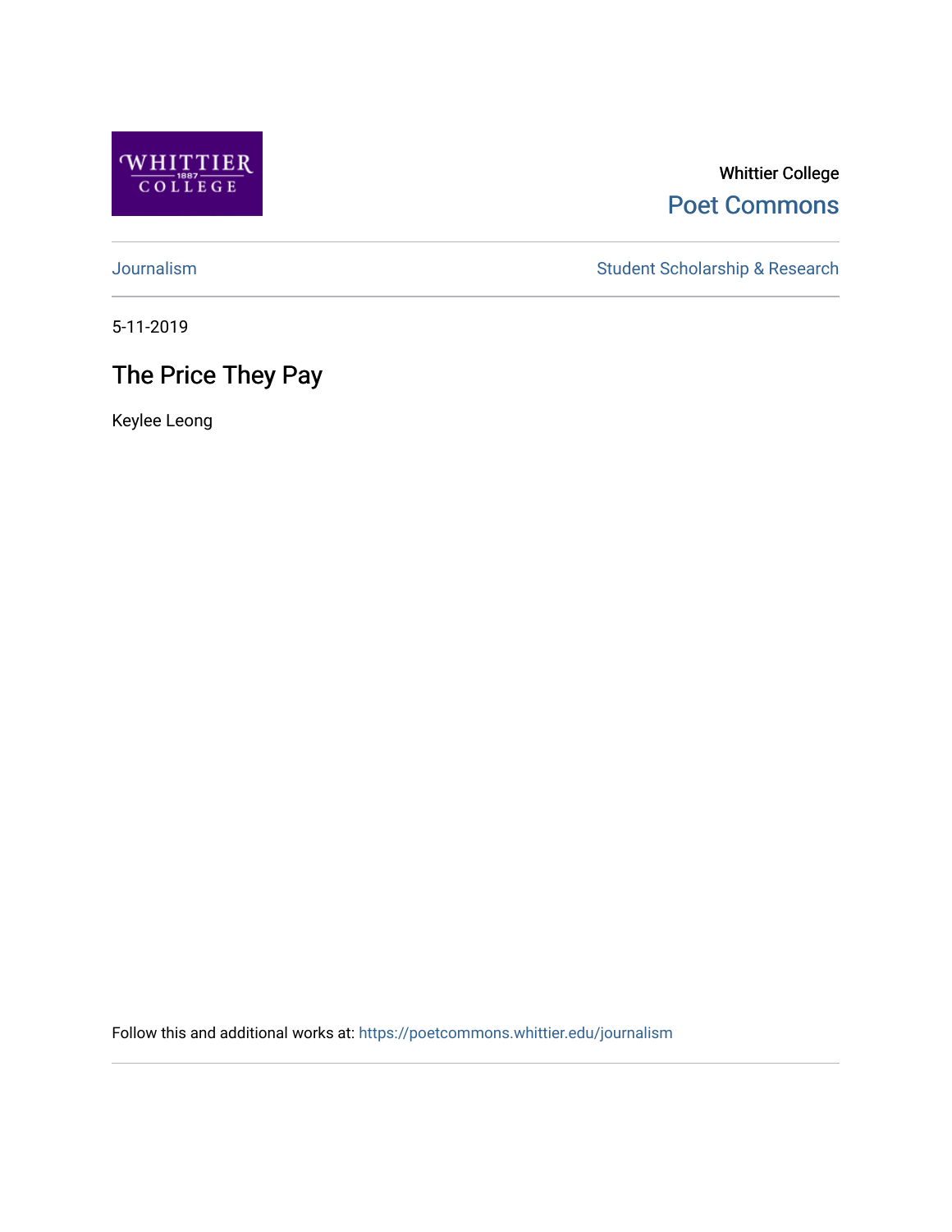Whittier College

Poet Commons

Journalism

Student Scholarship & Research

5-11-2019

# The Price They Pay

Keylee Leong

Follow this and additional works at: https://poetcommons.whittier.edu/journalism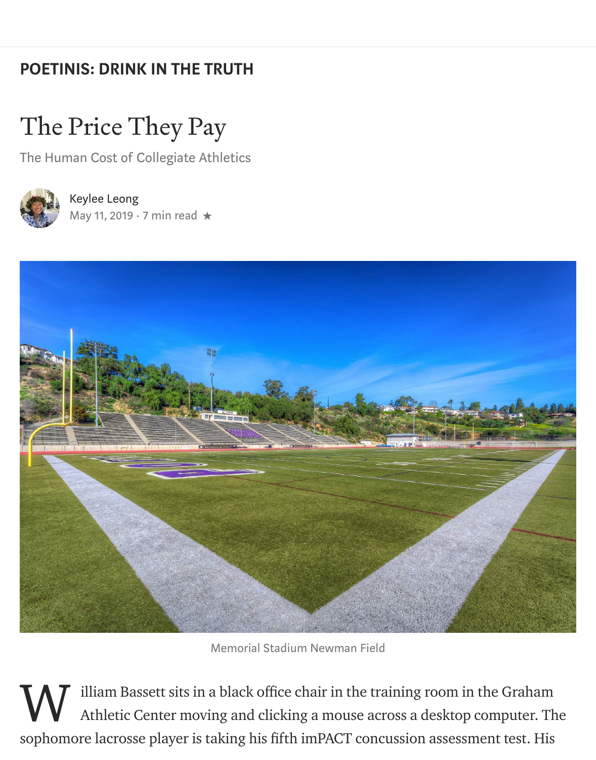**POETINIS: DRINK IN THE TRUTH**

# The Price They Pay

## The Human Cost of Collegiate Athletics

Keylee Leong
May 11, 2019 · 7 min read ★

Memorial Stadium Newman Field

William Bassett sits in a black office chair in the training room in the Graham Athletic Center moving and clicking a mouse across a desktop computer. The sophomore lacrosse player is taking his fifth imPACT concussion assessment test. His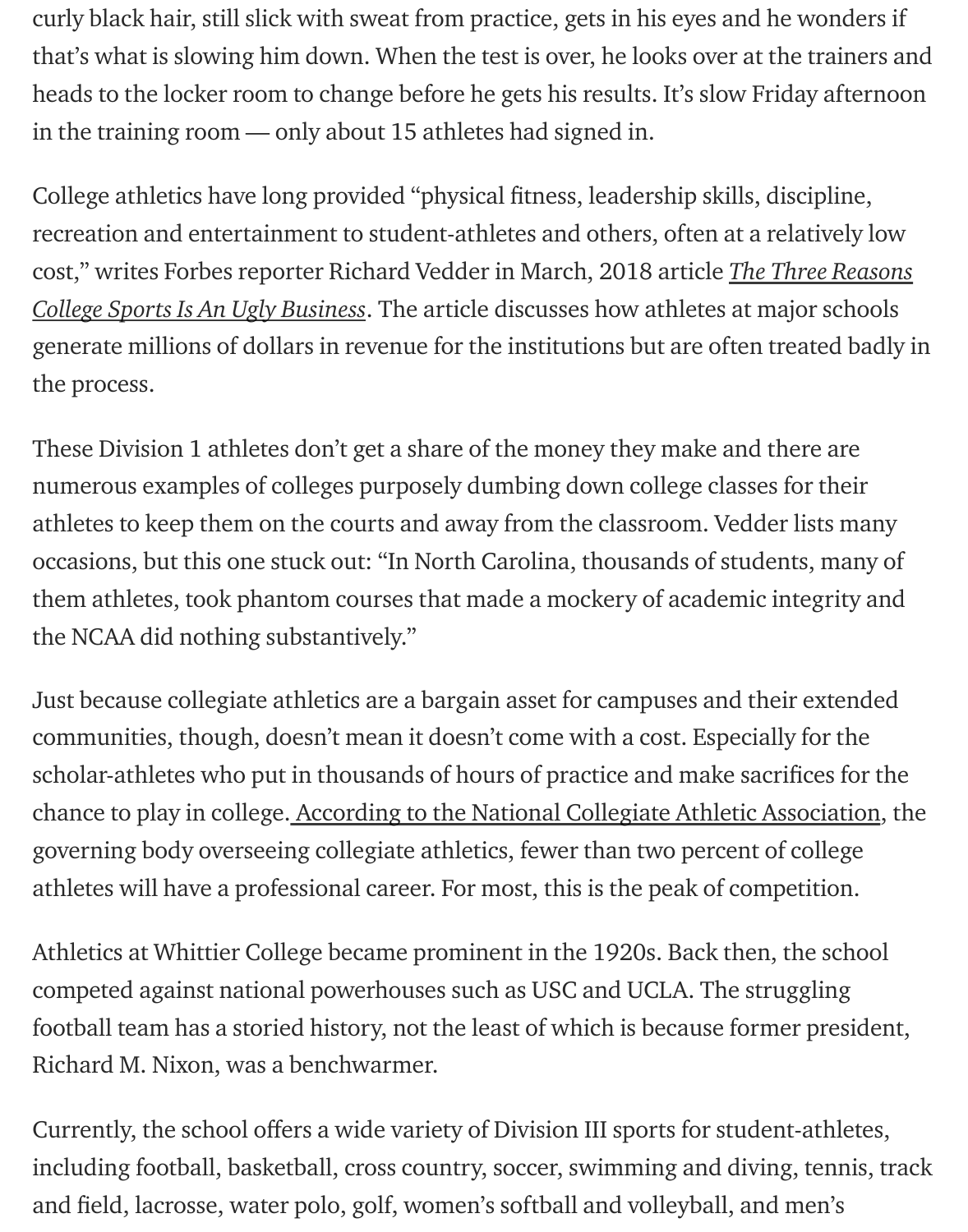curly black hair, still slick with sweat from practice, gets in his eyes and he wonders if that's what is slowing him down. When the test is over, he looks over at the trainers and heads to the locker room to change before he gets his results. It's slow Friday afternoon in the training room — only about 15 athletes had signed in.

College athletics have long provided "physical fitness, leadership skills, discipline, recreation and entertainment to student-athletes and others, often at a relatively low cost," writes Forbes reporter Richard Vedder in March, 2018 article *The Three Reasons College Sports Is An Ugly Business*. The article discusses how athletes at major schools generate millions of dollars in revenue for the institutions but are often treated badly in the process.

These Division 1 athletes don't get a share of the money they make and there are numerous examples of colleges purposely dumbing down college classes for their athletes to keep them on the courts and away from the classroom. Vedder lists many occasions, but this one stuck out: "In North Carolina, thousands of students, many of them athletes, took phantom courses that made a mockery of academic integrity and the NCAA did nothing substantively."

Just because collegiate athletics are a bargain asset for campuses and their extended communities, though, doesn't mean it doesn't come with a cost. Especially for the scholar-athletes who put in thousands of hours of practice and make sacrifices for the chance to play in college. According to the National Collegiate Athletic Association, the governing body overseeing collegiate athletics, fewer than two percent of college athletes will have a professional career. For most, this is the peak of competition.

Athletics at Whittier College became prominent in the 1920s. Back then, the school competed against national powerhouses such as USC and UCLA. The struggling football team has a storied history, not the least of which is because former president, Richard M. Nixon, was a benchwarmer.

Currently, the school offers a wide variety of Division III sports for student-athletes, including football, basketball, cross country, soccer, swimming and diving, tennis, track and field, lacrosse, water polo, golf, women's softball and volleyball, and men's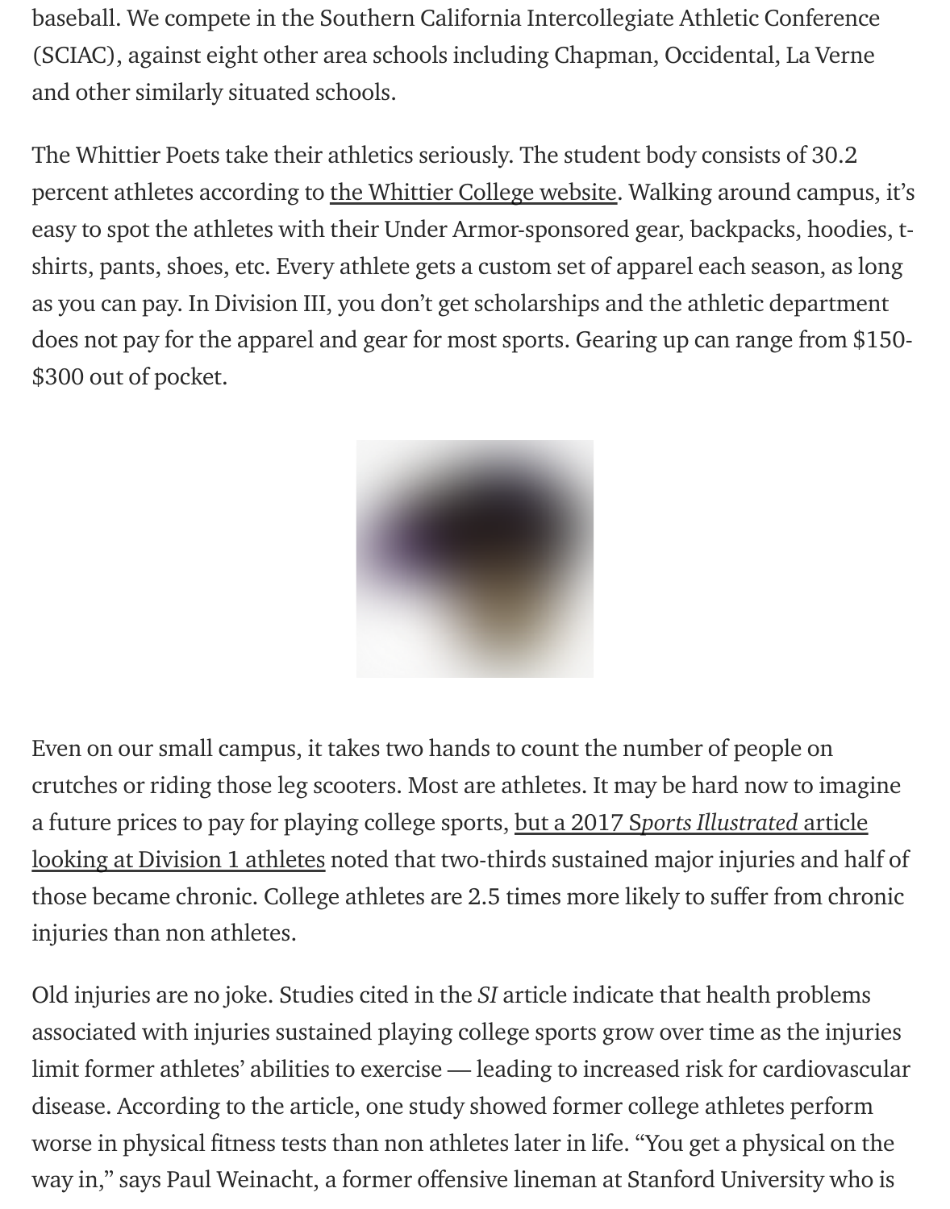baseball. We compete in the Southern California Intercollegiate Athletic Conference (SCIAC), against eight other area schools including Chapman, Occidental, La Verne and other similarly situated schools.

The Whittier Poets take their athletics seriously. The student body consists of 30.2 percent athletes according to the Whittier College website. Walking around campus, it's easy to spot the athletes with their Under Armor-sponsored gear, backpacks, hoodies, t-shirts, pants, shoes, etc. Every athlete gets a custom set of apparel each season, as long as you can pay. In Division III, you don't get scholarships and the athletic department does not pay for the apparel and gear for most sports. Gearing up can range from $150-$300 out of pocket.

Even on our small campus, it takes two hands to count the number of people on crutches or riding those leg scooters. Most are athletes. It may be hard now to imagine a future prices to pay for playing college sports, but a 2017 *Sports Illustrated* article looking at Division 1 athletes noted that two-thirds sustained major injuries and half of those became chronic. College athletes are 2.5 times more likely to suffer from chronic injuries than non athletes.

Old injuries are no joke. Studies cited in the *SI* article indicate that health problems associated with injuries sustained playing college sports grow over time as the injuries limit former athletes' abilities to exercise — leading to increased risk for cardiovascular disease. According to the article, one study showed former college athletes perform worse in physical fitness tests than non athletes later in life. "You get a physical on the way in," says Paul Weinacht, a former offensive lineman at Stanford University who is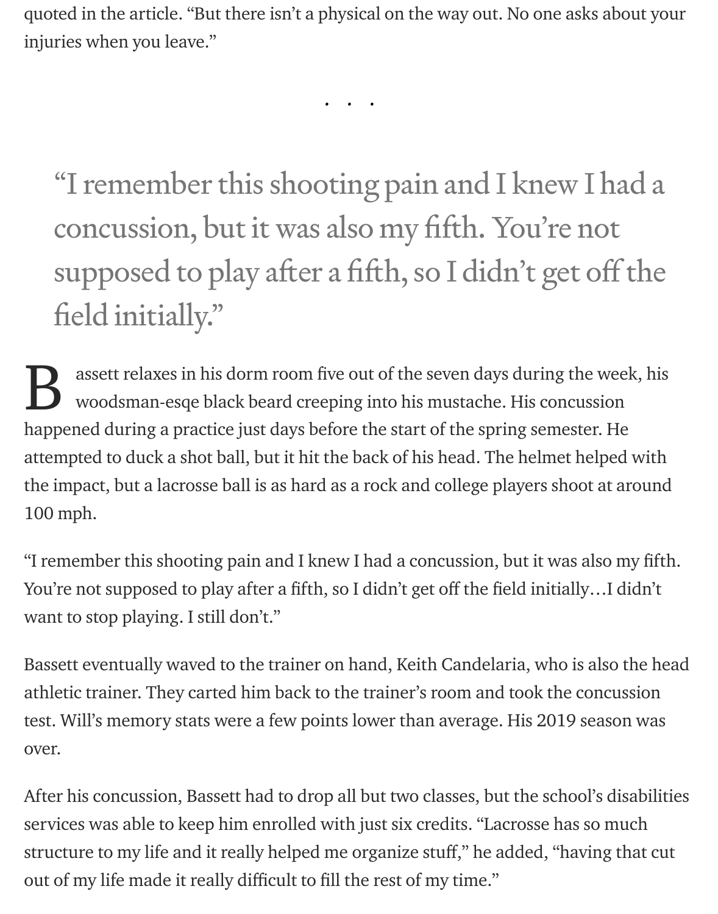quoted in the article. "But there isn't a physical on the way out. No one asks about your injuries when you leave."

. . .

> "I remember this shooting pain and I knew I had a concussion, but it was also my fifth. You're not supposed to play after a fifth, so I didn't get off the field initially."

Bassett relaxes in his dorm room five out of the seven days during the week, his woodsman-esqe black beard creeping into his mustache. His concussion happened during a practice just days before the start of the spring semester. He attempted to duck a shot ball, but it hit the back of his head. The helmet helped with the impact, but a lacrosse ball is as hard as a rock and college players shoot at around 100 mph.

"I remember this shooting pain and I knew I had a concussion, but it was also my fifth. You're not supposed to play after a fifth, so I didn't get off the field initially…I didn't want to stop playing. I still don't."

Bassett eventually waved to the trainer on hand, Keith Candelaria, who is also the head athletic trainer. They carted him back to the trainer's room and took the concussion test. Will's memory stats were a few points lower than average. His 2019 season was over.

After his concussion, Bassett had to drop all but two classes, but the school's disabilities services was able to keep him enrolled with just six credits. "Lacrosse has so much structure to my life and it really helped me organize stuff," he added, "having that cut out of my life made it really difficult to fill the rest of my time."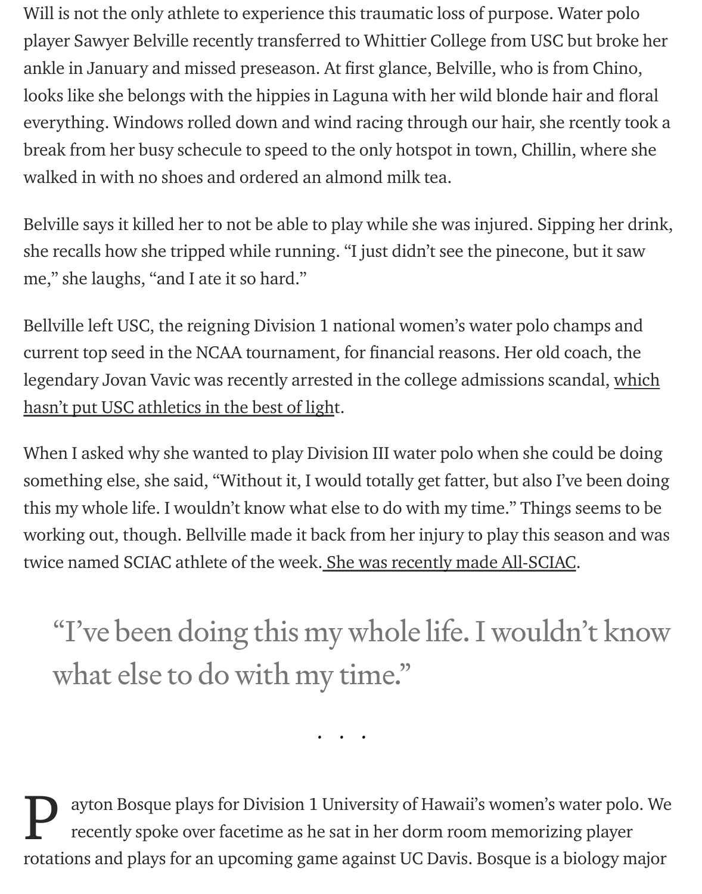Will is not the only athlete to experience this traumatic loss of purpose. Water polo player Sawyer Belville recently transferred to Whittier College from USC but broke her ankle in January and missed preseason. At first glance, Belville, who is from Chino, looks like she belongs with the hippies in Laguna with her wild blonde hair and floral everything. Windows rolled down and wind racing through our hair, she rcently took a break from her busy schecule to speed to the only hotspot in town, Chillin, where she walked in with no shoes and ordered an almond milk tea.

Belville says it killed her to not be able to play while she was injured. Sipping her drink, she recalls how she tripped while running. "I just didn't see the pinecone, but it saw me," she laughs, "and I ate it so hard."

Bellville left USC, the reigning Division 1 national women's water polo champs and current top seed in the NCAA tournament, for financial reasons. Her old coach, the legendary Jovan Vavic was recently arrested in the college admissions scandal, which hasn't put USC athletics in the best of light.

When I asked why she wanted to play Division III water polo when she could be doing something else, she said, "Without it, I would totally get fatter, but also I've been doing this my whole life. I wouldn't know what else to do with my time." Things seems to be working out, though. Bellville made it back from her injury to play this season and was twice named SCIAC athlete of the week. She was recently made All-SCIAC.

> "I've been doing this my whole life. I wouldn't know what else to do with my time."

. . .

Payton Bosque plays for Division 1 University of Hawaii's women's water polo. We recently spoke over facetime as he sat in her dorm room memorizing player rotations and plays for an upcoming game against UC Davis. Bosque is a biology major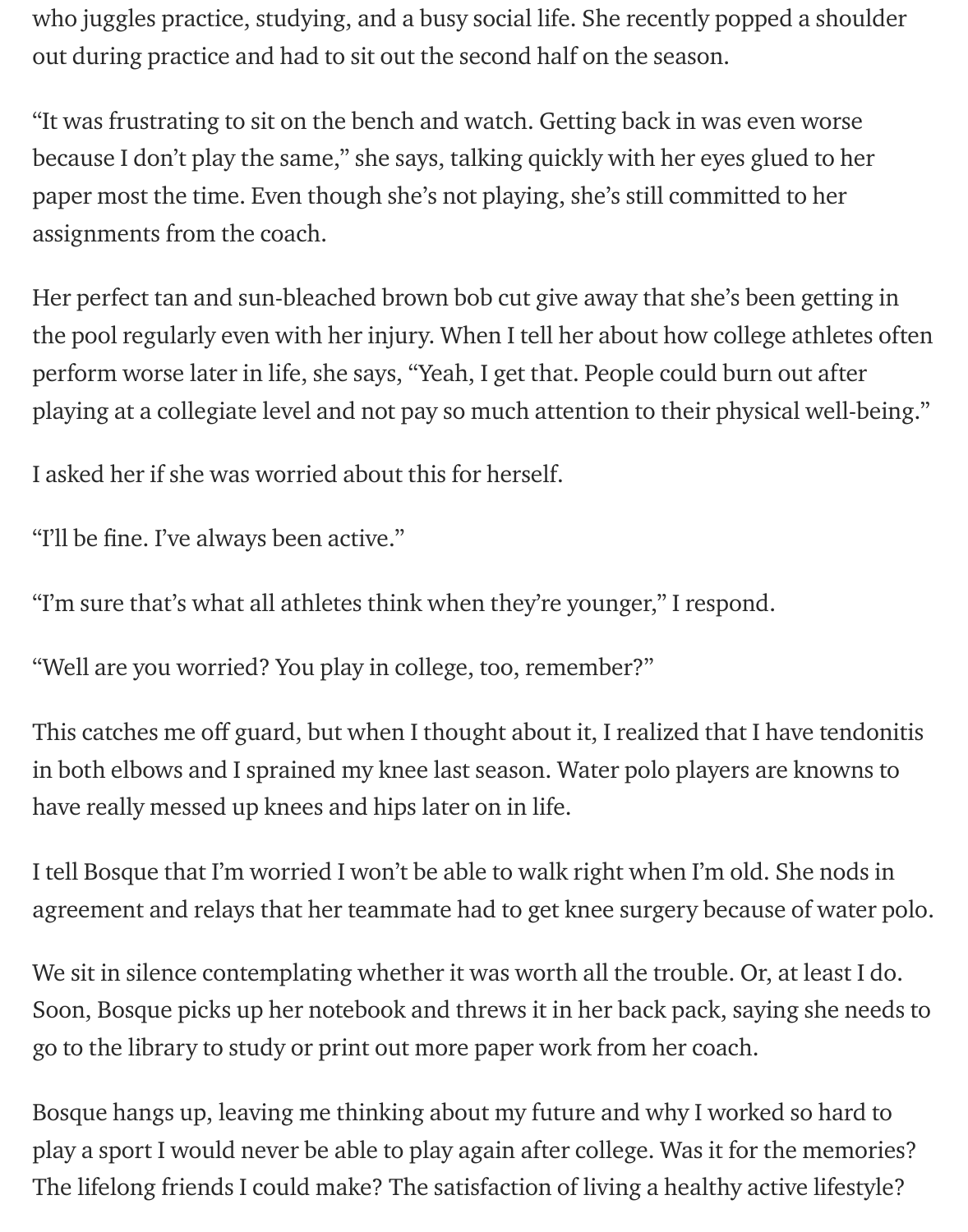who juggles practice, studying, and a busy social life. She recently popped a shoulder out during practice and had to sit out the second half on the season.

"It was frustrating to sit on the bench and watch. Getting back in was even worse because I don't play the same," she says, talking quickly with her eyes glued to her paper most the time. Even though she's not playing, she's still committed to her assignments from the coach.

Her perfect tan and sun-bleached brown bob cut give away that she's been getting in the pool regularly even with her injury. When I tell her about how college athletes often perform worse later in life, she says, "Yeah, I get that. People could burn out after playing at a collegiate level and not pay so much attention to their physical well-being."

I asked her if she was worried about this for herself.

"I'll be fine. I've always been active."

"I'm sure that's what all athletes think when they're younger," I respond.

"Well are you worried? You play in college, too, remember?"

This catches me off guard, but when I thought about it, I realized that I have tendonitis in both elbows and I sprained my knee last season. Water polo players are knowns to have really messed up knees and hips later on in life.

I tell Bosque that I'm worried I won't be able to walk right when I'm old. She nods in agreement and relays that her teammate had to get knee surgery because of water polo.

We sit in silence contemplating whether it was worth all the trouble. Or, at least I do. Soon, Bosque picks up her notebook and threws it in her back pack, saying she needs to go to the library to study or print out more paper work from her coach.

Bosque hangs up, leaving me thinking about my future and why I worked so hard to play a sport I would never be able to play again after college. Was it for the memories? The lifelong friends I could make? The satisfaction of living a healthy active lifestyle?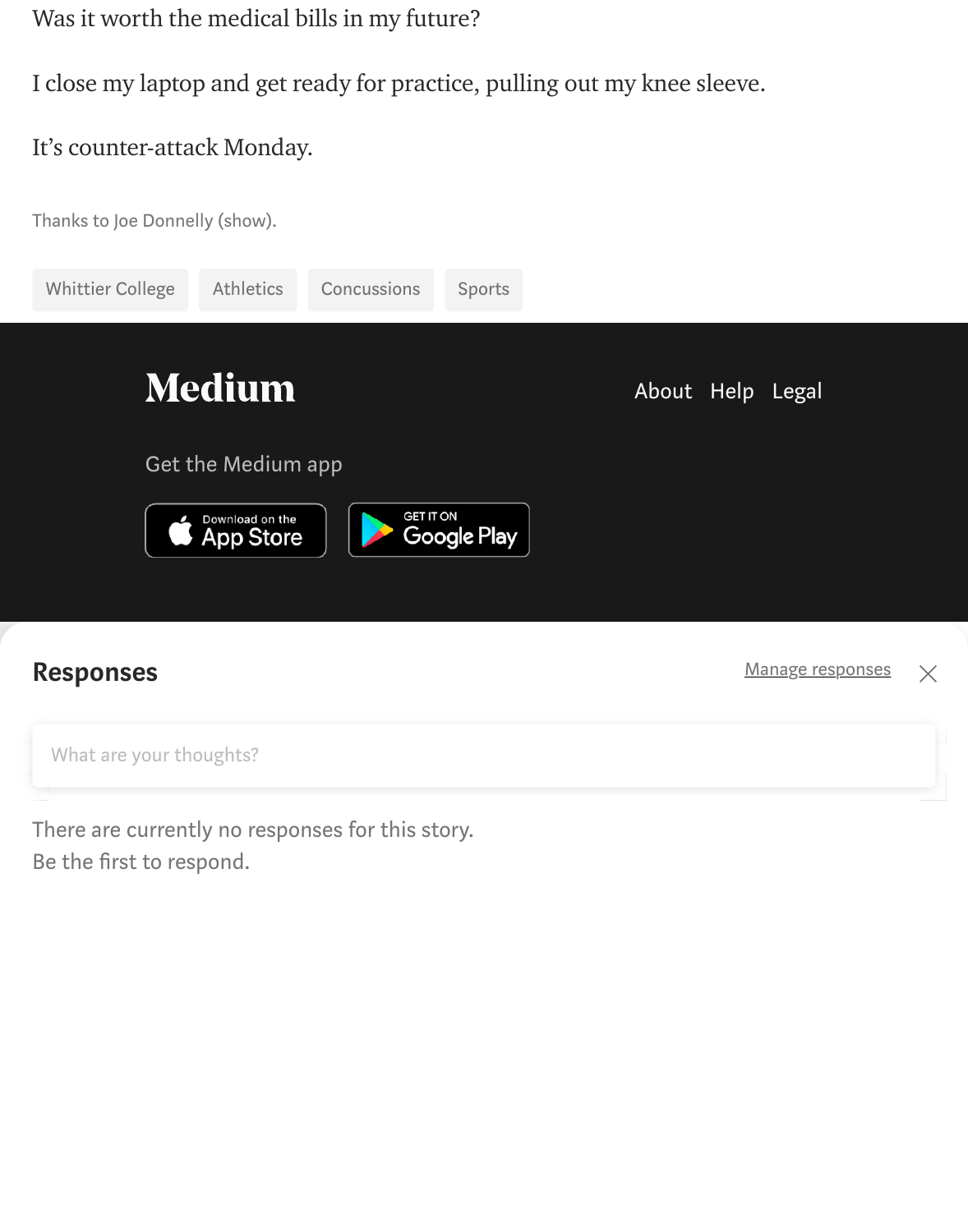Was it worth the medical bills in my future?

I close my laptop and get ready for practice, pulling out my knee sleeve.

It's counter-attack Monday.

Thanks to Joe Donnelly (show).

Whittier College Athletics Concussions Sports